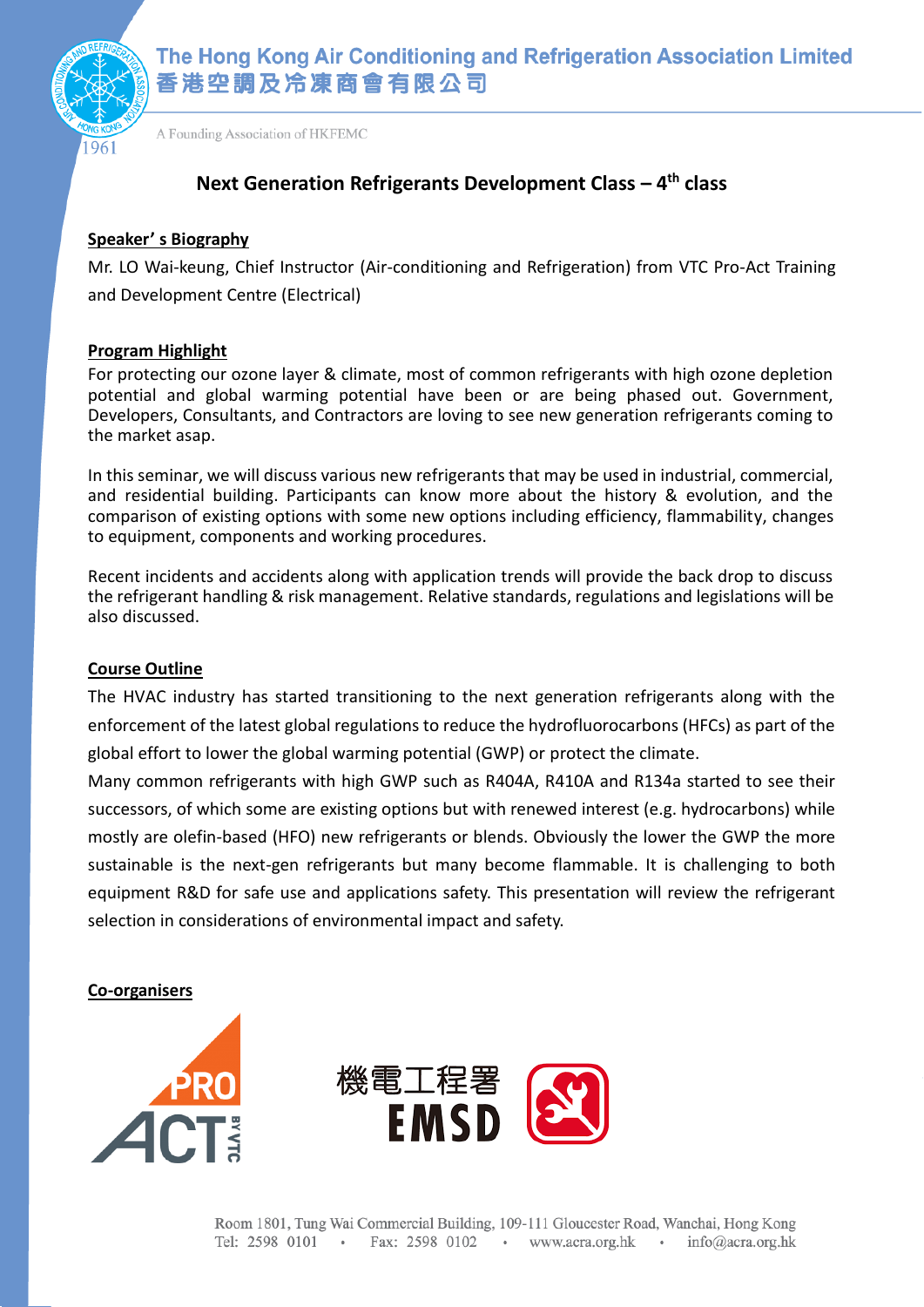The Hong Kong Air Conditioning and Refrigeration Association Limited
香港空調及冷凍商會有限公司

A Founding Association of HKFEMC

# Next Generation Refrigerants Development Class – 4th class

## Speaker' s Biography

Mr. LO Wai-keung, Chief Instructor (Air-conditioning and Refrigeration) from VTC Pro-Act Training and Development Centre (Electrical)

## Program Highlight

For protecting our ozone layer & climate, most of common refrigerants with high ozone depletion potential and global warming potential have been or are being phased out. Government, Developers, Consultants, and Contractors are loving to see new generation refrigerants coming to the market asap.

In this seminar, we will discuss various new refrigerants that may be used in industrial, commercial, and residential building. Participants can know more about the history & evolution, and the comparison of existing options with some new options including efficiency, flammability, changes to equipment, components and working procedures.

Recent incidents and accidents along with application trends will provide the back drop to discuss the refrigerant handling & risk management. Relative standards, regulations and legislations will be also discussed.

## Course Outline

The HVAC industry has started transitioning to the next generation refrigerants along with the enforcement of the latest global regulations to reduce the hydrofluorocarbons (HFCs) as part of the global effort to lower the global warming potential (GWP) or protect the climate.

Many common refrigerants with high GWP such as R404A, R410A and R134a started to see their successors, of which some are existing options but with renewed interest (e.g. hydrocarbons) while mostly are olefin-based (HFO) new refrigerants or blends. Obviously the lower the GWP the more sustainable is the next-gen refrigerants but many become flammable. It is challenging to both equipment R&D for safe use and applications safety. This presentation will review the refrigerant selection in considerations of environmental impact and safety.

## Co-organisers

PRO ACT BY VTC

機電工程署 EMSD

Room 1801, Tung Wai Commercial Building, 109-111 Gloucester Road, Wanchai, Hong Kong
Tel: 2598 0101 • Fax: 2598 0102 • www.acra.org.hk • info@acra.org.hk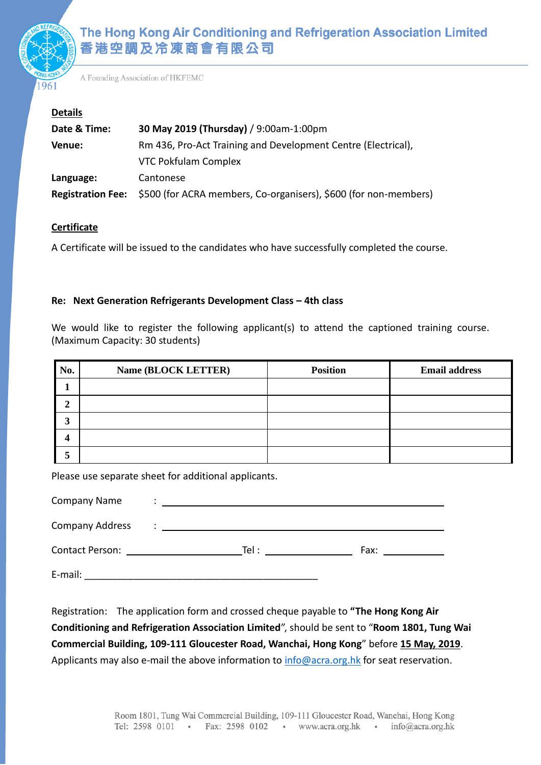# The Hong Kong Air Conditioning and Refrigeration Association Limited
# 香港空調及冷凍商會有限公司

A Founding Association of HKFEMC

1961

**Details**

| | |
|---|---|
| **Date & Time:** | **30 May 2019 (Thursday)** / 9:00am-1:00pm |
| **Venue:** | Rm 436, Pro-Act Training and Development Centre (Electrical), VTC Pokfulam Complex |
| **Language:** | Cantonese |
| **Registration Fee:** | $500 (for ACRA members, Co-organisers), $600 (for non-members) |

**Certificate**

A Certificate will be issued to the candidates who have successfully completed the course.

**Re: Next Generation Refrigerants Development Class – 4th class**

We would like to register the following applicant(s) to attend the captioned training course. (Maximum Capacity: 30 students)

| No. | Name (BLOCK LETTER) | Position | Email address |
|---|---|---|---|
| 1 | | | |
| 2 | | | |
| 3 | | | |
| 4 | | | |
| 5 | | | |

Please use separate sheet for additional applicants.

Company Name : ______________________________

Company Address : ______________________________

Contact Person: ____________________ Tel : ______________ Fax: __________

E-mail: ________________________________________

Registration: The application form and crossed cheque payable to **"The Hong Kong Air Conditioning and Refrigeration Association Limited"**, should be sent to "**Room 1801, Tung Wai Commercial Building, 109-111 Gloucester Road, Wanchai, Hong Kong**" before **15 May, 2019**. Applicants may also e-mail the above information to info@acra.org.hk for seat reservation.

Room 1801, Tung Wai Commercial Building, 109-111 Gloucester Road, Wanchai, Hong Kong
Tel: 2598 0101 • Fax: 2598 0102 • www.acra.org.hk • info@acra.org.hk